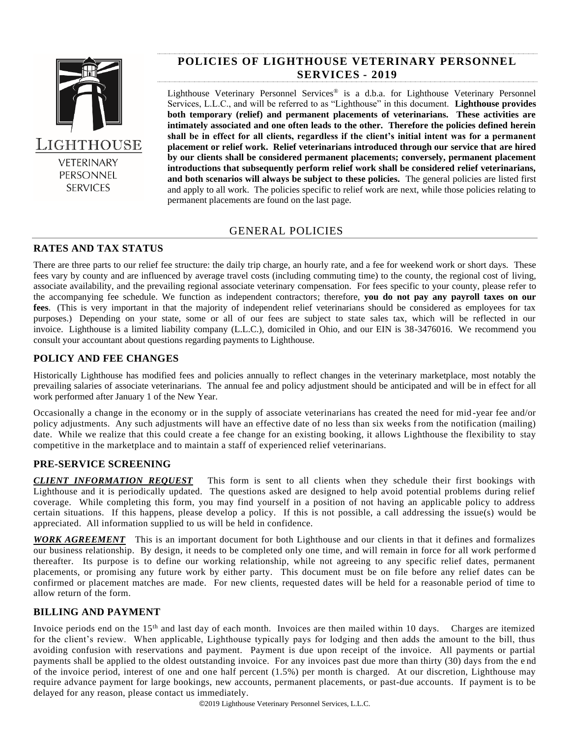# POLICIES OF LIGHTHOUSE VETERINARY PERSONNEL SERVICES - 2019

Lighthouse Veterinary Personnel Services® is a d.b.a. for Lighthouse Veterinary Personnel Services, L.L.C., and will be referred to as "Lighthouse" in this document. **Lighthouse provides both temporary (relief) and permanent placements of veterinarians. These activities are intimately associated and one often leads to the other. Therefore the policies defined herein shall be in effect for all clients, regardless if the client's initial intent was for a permanent placement or relief work. Relief veterinarians introduced through our service that are hired by our clients shall be considered permanent placements; conversely, permanent placement introductions that subsequently perform relief work shall be considered relief veterinarians, and both scenarios will always be subject to these policies.** The general policies are listed first and apply to all work. The policies specific to relief work are next, while those policies relating to permanent placements are found on the last page.

## GENERAL POLICIES

### RATES AND TAX STATUS

There are three parts to our relief fee structure: the daily trip charge, an hourly rate, and a fee for weekend work or short days. These fees vary by county and are influenced by average travel costs (including commuting time) to the county, the regional cost of living, associate availability, and the prevailing regional associate veterinary compensation. For fees specific to your county, please refer to the accompanying fee schedule. We function as independent contractors; therefore, **you do not pay any payroll taxes on our fees**. (This is very important in that the majority of independent relief veterinarians should be considered as employees for tax purposes.) Depending on your state, some or all of our fees are subject to state sales tax, which will be reflected in our invoice. Lighthouse is a limited liability company (L.L.C.), domiciled in Ohio, and our EIN is 38-3476016. We recommend you consult your accountant about questions regarding payments to Lighthouse.

### POLICY AND FEE CHANGES

Historically Lighthouse has modified fees and policies annually to reflect changes in the veterinary marketplace, most notably the prevailing salaries of associate veterinarians. The annual fee and policy adjustment should be anticipated and will be in effect for all work performed after January 1 of the New Year.

Occasionally a change in the economy or in the supply of associate veterinarians has created the need for mid-year fee and/or policy adjustments. Any such adjustments will have an effective date of no less than six weeks from the notification (mailing) date. While we realize that this could create a fee change for an existing booking, it allows Lighthouse the flexibility to stay competitive in the marketplace and to maintain a staff of experienced relief veterinarians.

### PRE-SERVICE SCREENING

***CLIENT INFORMATION REQUEST*** This form is sent to all clients when they schedule their first bookings with Lighthouse and it is periodically updated. The questions asked are designed to help avoid potential problems during relief coverage. While completing this form, you may find yourself in a position of not having an applicable policy to address certain situations. If this happens, please develop a policy. If this is not possible, a call addressing the issue(s) would be appreciated. All information supplied to us will be held in confidence.

***WORK AGREEMENT*** This is an important document for both Lighthouse and our clients in that it defines and formalizes our business relationship. By design, it needs to be completed only one time, and will remain in force for all work performed thereafter. Its purpose is to define our working relationship, while not agreeing to any specific relief dates, permanent placements, or promising any future work by either party. This document must be on file before any relief dates can be confirmed or placement matches are made. For new clients, requested dates will be held for a reasonable period of time to allow return of the form.

### BILLING AND PAYMENT

Invoice periods end on the 15th and last day of each month. Invoices are then mailed within 10 days. Charges are itemized for the client's review. When applicable, Lighthouse typically pays for lodging and then adds the amount to the bill, thus avoiding confusion with reservations and payment. Payment is due upon receipt of the invoice. All payments or partial payments shall be applied to the oldest outstanding invoice. For any invoices past due more than thirty (30) days from the end of the invoice period, interest of one and one half percent (1.5%) per month is charged. At our discretion, Lighthouse may require advance payment for large bookings, new accounts, permanent placements, or past-due accounts. If payment is to be delayed for any reason, please contact us immediately.

©2019 Lighthouse Veterinary Personnel Services, L.L.C.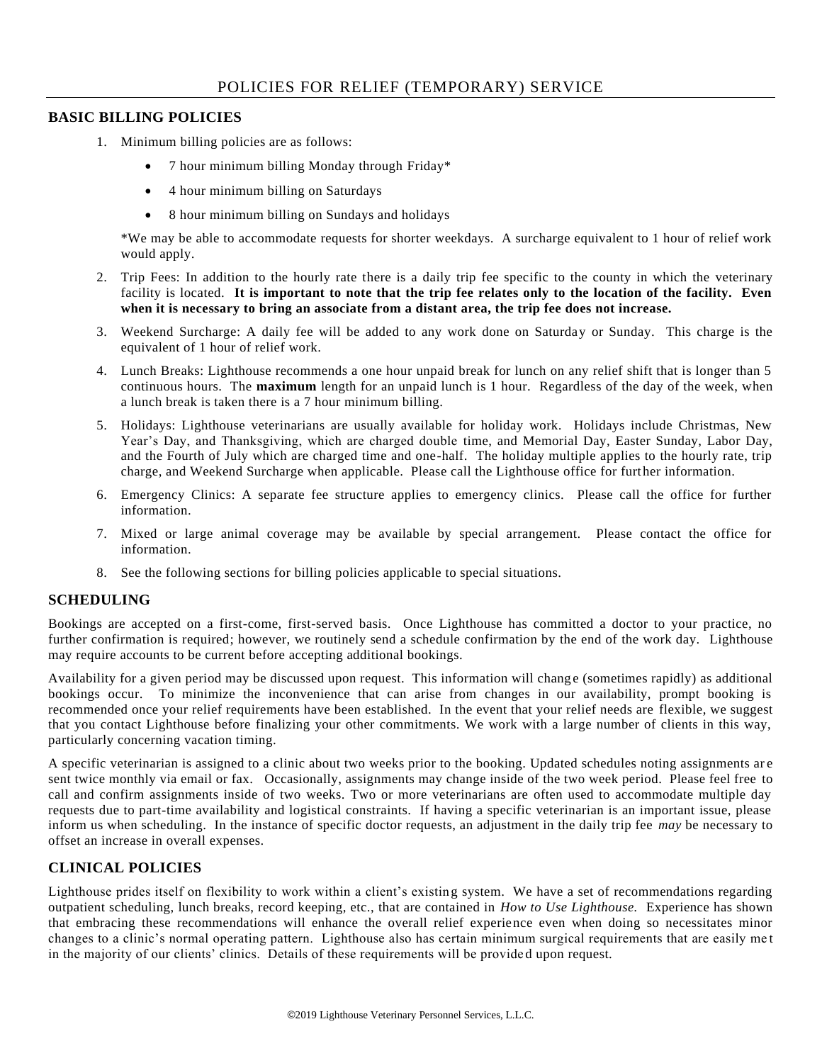# POLICIES FOR RELIEF (TEMPORARY) SERVICE

## BASIC BILLING POLICIES

1. Minimum billing policies are as follows:
   - 7 hour minimum billing Monday through Friday*
   - 4 hour minimum billing on Saturdays
   - 8 hour minimum billing on Sundays and holidays

   *We may be able to accommodate requests for shorter weekdays. A surcharge equivalent to 1 hour of relief work would apply.

2. Trip Fees: In addition to the hourly rate there is a daily trip fee specific to the county in which the veterinary facility is located. **It is important to note that the trip fee relates only to the location of the facility. Even when it is necessary to bring an associate from a distant area, the trip fee does not increase.**
3. Weekend Surcharge: A daily fee will be added to any work done on Saturday or Sunday. This charge is the equivalent of 1 hour of relief work.
4. Lunch Breaks: Lighthouse recommends a one hour unpaid break for lunch on any relief shift that is longer than 5 continuous hours. The **maximum** length for an unpaid lunch is 1 hour. Regardless of the day of the week, when a lunch break is taken there is a 7 hour minimum billing.
5. Holidays: Lighthouse veterinarians are usually available for holiday work. Holidays include Christmas, New Year's Day, and Thanksgiving, which are charged double time, and Memorial Day, Easter Sunday, Labor Day, and the Fourth of July which are charged time and one-half. The holiday multiple applies to the hourly rate, trip charge, and Weekend Surcharge when applicable. Please call the Lighthouse office for further information.
6. Emergency Clinics: A separate fee structure applies to emergency clinics. Please call the office for further information.
7. Mixed or large animal coverage may be available by special arrangement. Please contact the office for information.
8. See the following sections for billing policies applicable to special situations.

## SCHEDULING

Bookings are accepted on a first-come, first-served basis. Once Lighthouse has committed a doctor to your practice, no further confirmation is required; however, we routinely send a schedule confirmation by the end of the work day. Lighthouse may require accounts to be current before accepting additional bookings.

Availability for a given period may be discussed upon request. This information will change (sometimes rapidly) as additional bookings occur. To minimize the inconvenience that can arise from changes in our availability, prompt booking is recommended once your relief requirements have been established. In the event that your relief needs are flexible, we suggest that you contact Lighthouse before finalizing your other commitments. We work with a large number of clients in this way, particularly concerning vacation timing.

A specific veterinarian is assigned to a clinic about two weeks prior to the booking. Updated schedules noting assignments are sent twice monthly via email or fax. Occasionally, assignments may change inside of the two week period. Please feel free to call and confirm assignments inside of two weeks. Two or more veterinarians are often used to accommodate multiple day requests due to part-time availability and logistical constraints. If having a specific veterinarian is an important issue, please inform us when scheduling. In the instance of specific doctor requests, an adjustment in the daily trip fee *may* be necessary to offset an increase in overall expenses.

## CLINICAL POLICIES

Lighthouse prides itself on flexibility to work within a client's existing system. We have a set of recommendations regarding outpatient scheduling, lunch breaks, record keeping, etc., that are contained in *How to Use Lighthouse.* Experience has shown that embracing these recommendations will enhance the overall relief experience even when doing so necessitates minor changes to a clinic's normal operating pattern. Lighthouse also has certain minimum surgical requirements that are easily met in the majority of our clients' clinics. Details of these requirements will be provided upon request.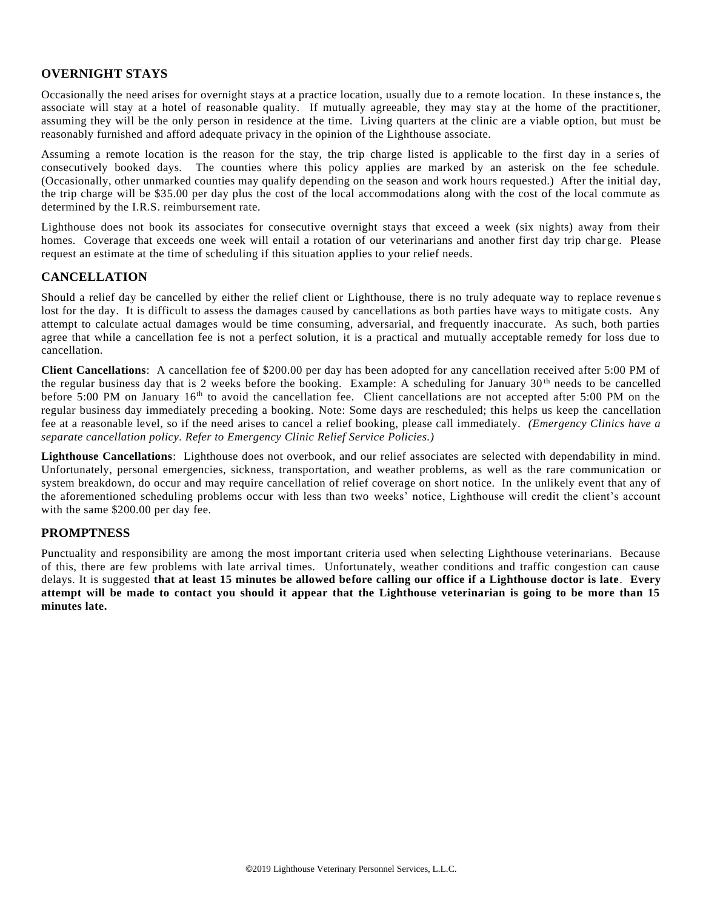## OVERNIGHT STAYS

Occasionally the need arises for overnight stays at a practice location, usually due to a remote location. In these instances, the associate will stay at a hotel of reasonable quality. If mutually agreeable, they may stay at the home of the practitioner, assuming they will be the only person in residence at the time. Living quarters at the clinic are a viable option, but must be reasonably furnished and afford adequate privacy in the opinion of the Lighthouse associate.

Assuming a remote location is the reason for the stay, the trip charge listed is applicable to the first day in a series of consecutively booked days. The counties where this policy applies are marked by an asterisk on the fee schedule. (Occasionally, other unmarked counties may qualify depending on the season and work hours requested.) After the initial day, the trip charge will be $35.00 per day plus the cost of the local accommodations along with the cost of the local commute as determined by the I.R.S. reimbursement rate.

Lighthouse does not book its associates for consecutive overnight stays that exceed a week (six nights) away from their homes. Coverage that exceeds one week will entail a rotation of our veterinarians and another first day trip charge. Please request an estimate at the time of scheduling if this situation applies to your relief needs.

## CANCELLATION

Should a relief day be cancelled by either the relief client or Lighthouse, there is no truly adequate way to replace revenues lost for the day. It is difficult to assess the damages caused by cancellations as both parties have ways to mitigate costs. Any attempt to calculate actual damages would be time consuming, adversarial, and frequently inaccurate. As such, both parties agree that while a cancellation fee is not a perfect solution, it is a practical and mutually acceptable remedy for loss due to cancellation.

**Client Cancellations**: A cancellation fee of $200.00 per day has been adopted for any cancellation received after 5:00 PM of the regular business day that is 2 weeks before the booking. Example: A scheduling for January 30th needs to be cancelled before 5:00 PM on January 16th to avoid the cancellation fee. Client cancellations are not accepted after 5:00 PM on the regular business day immediately preceding a booking. Note: Some days are rescheduled; this helps us keep the cancellation fee at a reasonable level, so if the need arises to cancel a relief booking, please call immediately. *(Emergency Clinics have a separate cancellation policy. Refer to Emergency Clinic Relief Service Policies.)*

**Lighthouse Cancellations**: Lighthouse does not overbook, and our relief associates are selected with dependability in mind. Unfortunately, personal emergencies, sickness, transportation, and weather problems, as well as the rare communication or system breakdown, do occur and may require cancellation of relief coverage on short notice. In the unlikely event that any of the aforementioned scheduling problems occur with less than two weeks' notice, Lighthouse will credit the client's account with the same $200.00 per day fee.

## PROMPTNESS

Punctuality and responsibility are among the most important criteria used when selecting Lighthouse veterinarians. Because of this, there are few problems with late arrival times. Unfortunately, weather conditions and traffic congestion can cause delays. It is suggested **that at least 15 minutes be allowed before calling our office if a Lighthouse doctor is late**. **Every attempt will be made to contact you should it appear that the Lighthouse veterinarian is going to be more than 15 minutes late.**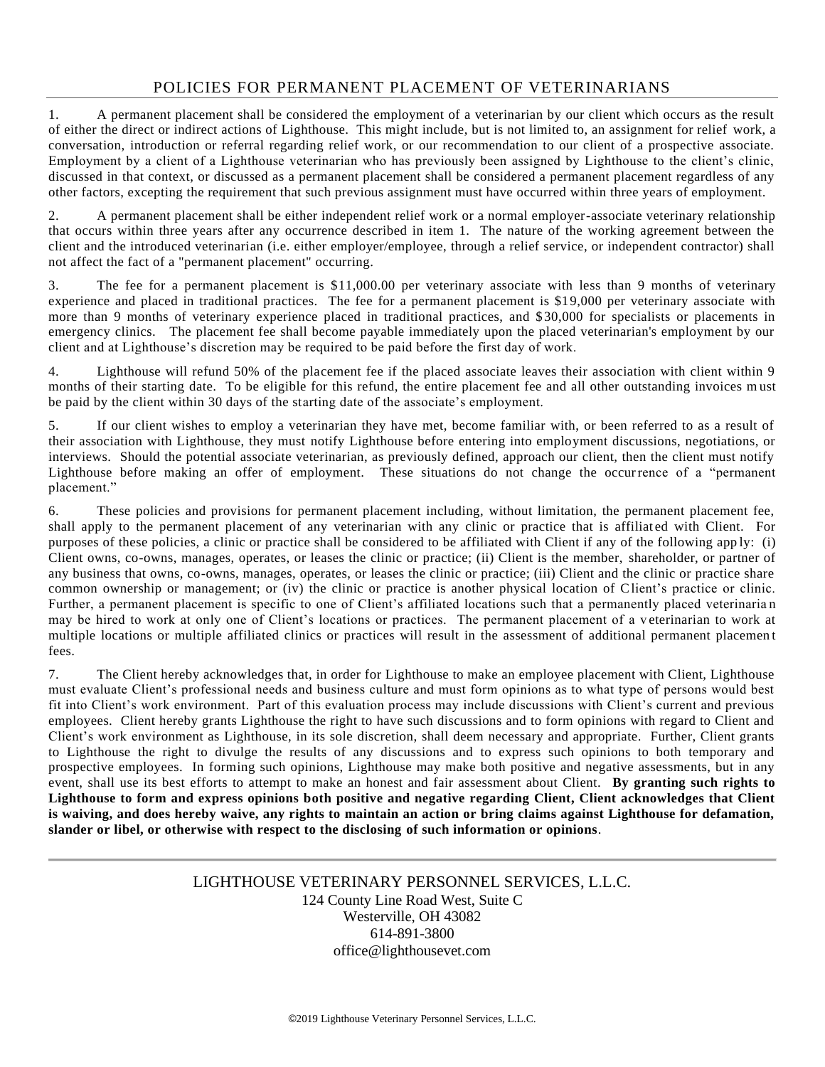# POLICIES FOR PERMANENT PLACEMENT OF VETERINARIANS

1. A permanent placement shall be considered the employment of a veterinarian by our client which occurs as the result of either the direct or indirect actions of Lighthouse. This might include, but is not limited to, an assignment for relief work, a conversation, introduction or referral regarding relief work, or our recommendation to our client of a prospective associate. Employment by a client of a Lighthouse veterinarian who has previously been assigned by Lighthouse to the client's clinic, discussed in that context, or discussed as a permanent placement shall be considered a permanent placement regardless of any other factors, excepting the requirement that such previous assignment must have occurred within three years of employment.

2. A permanent placement shall be either independent relief work or a normal employer-associate veterinary relationship that occurs within three years after any occurrence described in item 1. The nature of the working agreement between the client and the introduced veterinarian (i.e. either employer/employee, through a relief service, or independent contractor) shall not affect the fact of a "permanent placement" occurring.

3. The fee for a permanent placement is $11,000.00 per veterinary associate with less than 9 months of veterinary experience and placed in traditional practices. The fee for a permanent placement is $19,000 per veterinary associate with more than 9 months of veterinary experience placed in traditional practices, and $30,000 for specialists or placements in emergency clinics. The placement fee shall become payable immediately upon the placed veterinarian's employment by our client and at Lighthouse's discretion may be required to be paid before the first day of work.

4. Lighthouse will refund 50% of the placement fee if the placed associate leaves their association with client within 9 months of their starting date. To be eligible for this refund, the entire placement fee and all other outstanding invoices must be paid by the client within 30 days of the starting date of the associate's employment.

5. If our client wishes to employ a veterinarian they have met, become familiar with, or been referred to as a result of their association with Lighthouse, they must notify Lighthouse before entering into employment discussions, negotiations, or interviews. Should the potential associate veterinarian, as previously defined, approach our client, then the client must notify Lighthouse before making an offer of employment. These situations do not change the occurrence of a "permanent placement."

6. These policies and provisions for permanent placement including, without limitation, the permanent placement fee, shall apply to the permanent placement of any veterinarian with any clinic or practice that is affiliated with Client. For purposes of these policies, a clinic or practice shall be considered to be affiliated with Client if any of the following apply: (i) Client owns, co-owns, manages, operates, or leases the clinic or practice; (ii) Client is the member, shareholder, or partner of any business that owns, co-owns, manages, operates, or leases the clinic or practice; (iii) Client and the clinic or practice share common ownership or management; or (iv) the clinic or practice is another physical location of Client's practice or clinic. Further, a permanent placement is specific to one of Client's affiliated locations such that a permanently placed veterinarian may be hired to work at only one of Client's locations or practices. The permanent placement of a veterinarian to work at multiple locations or multiple affiliated clinics or practices will result in the assessment of additional permanent placement fees.

7. The Client hereby acknowledges that, in order for Lighthouse to make an employee placement with Client, Lighthouse must evaluate Client's professional needs and business culture and must form opinions as to what type of persons would best fit into Client's work environment. Part of this evaluation process may include discussions with Client's current and previous employees. Client hereby grants Lighthouse the right to have such discussions and to form opinions with regard to Client and Client's work environment as Lighthouse, in its sole discretion, shall deem necessary and appropriate. Further, Client grants to Lighthouse the right to divulge the results of any discussions and to express such opinions to both temporary and prospective employees. In forming such opinions, Lighthouse may make both positive and negative assessments, but in any event, shall use its best efforts to attempt to make an honest and fair assessment about Client. **By granting such rights to Lighthouse to form and express opinions both positive and negative regarding Client, Client acknowledges that Client is waiving, and does hereby waive, any rights to maintain an action or bring claims against Lighthouse for defamation, slander or libel, or otherwise with respect to the disclosing of such information or opinions**.

---

LIGHTHOUSE VETERINARY PERSONNEL SERVICES, L.L.C.
124 County Line Road West, Suite C
Westerville, OH 43082
614-891-3800
office@lighthousevet.com

©2019 Lighthouse Veterinary Personnel Services, L.L.C.